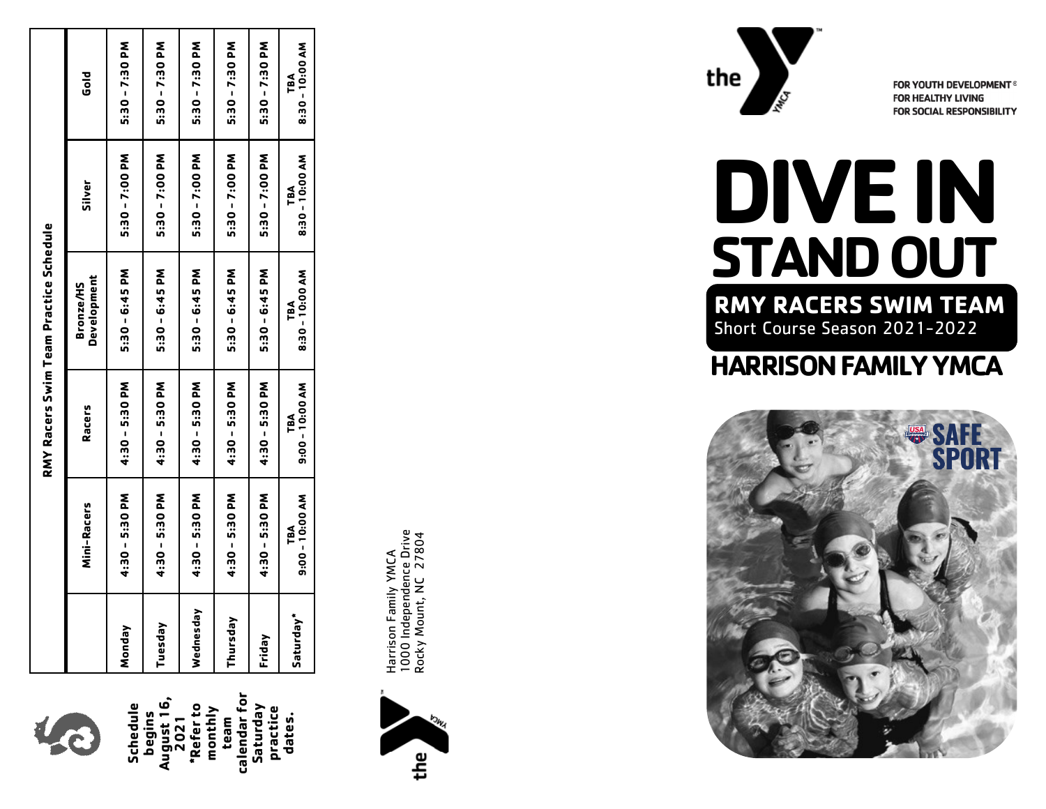Schedule begins August 16, 2021

*Refer to monthly team calendar for Saturday practice dates.

## RMY Racers Swim Team Practice Schedule

| | Mini-Racers | Racers | Bronze/HS Development | Silver | Gold |
|---|---|---|---|---|---|
| Monday | 4:30 – 5:30 PM | 4:30 – 5:30 PM | 5:30 – 6:45 PM | 5:30 – 7:00 PM | 5:30 – 7:30 PM |
| Tuesday | 4:30 – 5:30 PM | 4:30 – 5:30 PM | 5:30 – 6:45 PM | 5:30 – 7:00 PM | 5:30 – 7:30 PM |
| Wednesday | 4:30 – 5:30 PM | 4:30 – 5:30 PM | 5:30 – 6:45 PM | 5:30 – 7:00 PM | 5:30 – 7:30 PM |
| Thursday | 4:30 – 5:30 PM | 4:30 – 5:30 PM | 5:30 – 6:45 PM | 5:30 – 7:00 PM | 5:30 – 7:30 PM |
| Friday | 4:30 – 5:30 PM | 4:30 – 5:30 PM | 5:30 – 6:45 PM | 5:30 – 7:00 PM | 5:30 – 7:30 PM |
| Saturday* | TBA 9:00 – 10:00 AM | TBA 9:00 – 10:00 AM | TBA 8:30 – 10:00 AM | TBA 8:30 – 10:00 AM | TBA 8:30 – 10:00 AM |

the YMCA

Harrison Family YMCA
1000 Independence Drive
Rocky Mount, NC 27804

the YMCA

FOR YOUTH DEVELOPMENT®
FOR HEALTHY LIVING
FOR SOCIAL RESPONSIBILITY

# DIVE IN STAND OUT

## RMY RACERS SWIM TEAM

Short Course Season 2021-2022

## HARRISON FAMILY YMCA

USA SWIMMING SAFE SPORT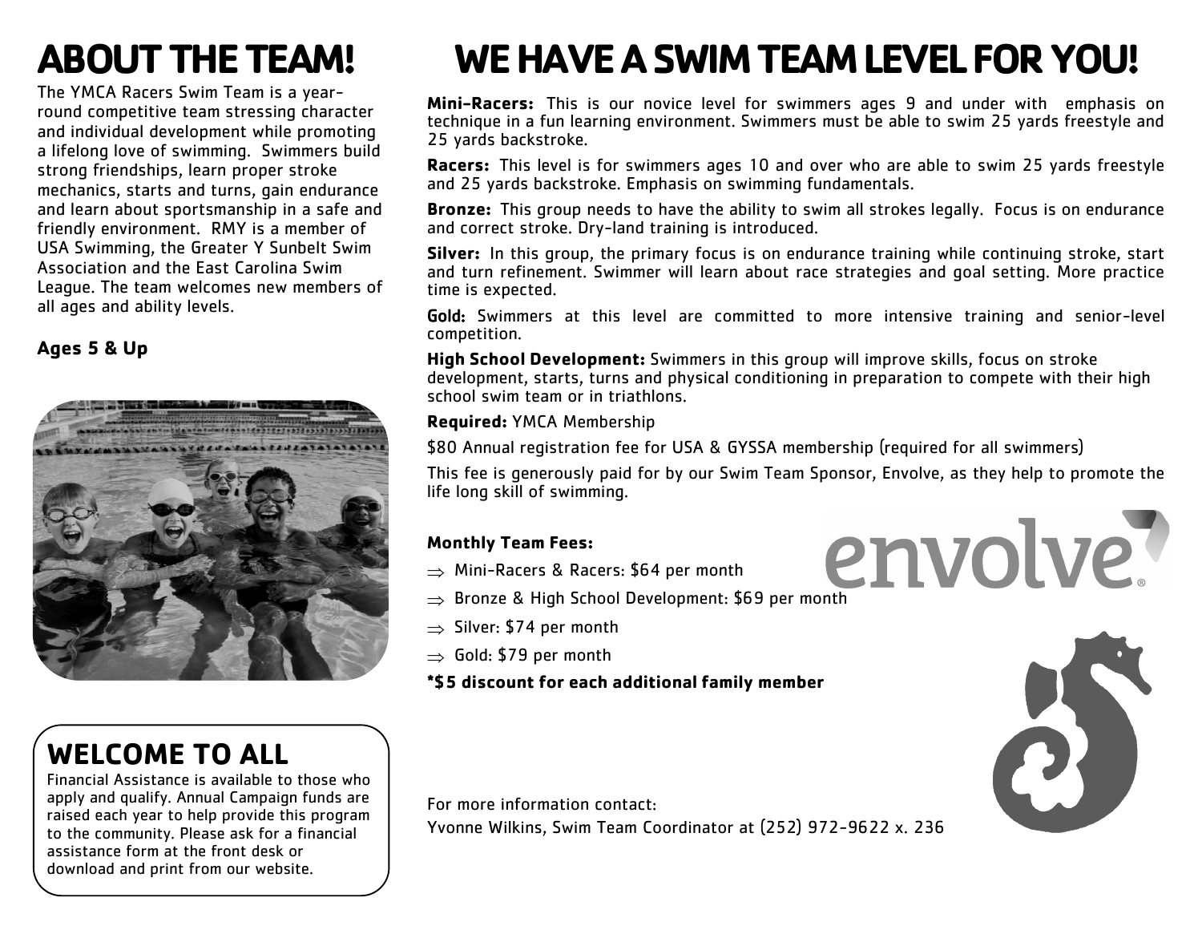# ABOUT THE TEAM!

The YMCA Racers Swim Team is a year-round competitive team stressing character and individual development while promoting a lifelong love of swimming. Swimmers build strong friendships, learn proper stroke mechanics, starts and turns, gain endurance and learn about sportsmanship in a safe and friendly environment. RMY is a member of USA Swimming, the Greater Y Sunbelt Swim Association and the East Carolina Swim League. The team welcomes new members of all ages and ability levels.

**Ages 5 & Up**

## WELCOME TO ALL

Financial Assistance is available to those who apply and qualify. Annual Campaign funds are raised each year to help provide this program to the community. Please ask for a financial assistance form at the front desk or download and print from our website.

# WE HAVE A SWIM TEAM LEVEL FOR YOU!

**Mini-Racers:** This is our novice level for swimmers ages 9 and under with emphasis on technique in a fun learning environment. Swimmers must be able to swim 25 yards freestyle and 25 yards backstroke.

**Racers:** This level is for swimmers ages 10 and over who are able to swim 25 yards freestyle and 25 yards backstroke. Emphasis on swimming fundamentals.

**Bronze:** This group needs to have the ability to swim all strokes legally. Focus is on endurance and correct stroke. Dry-land training is introduced.

**Silver:** In this group, the primary focus is on endurance training while continuing stroke, start and turn refinement. Swimmer will learn about race strategies and goal setting. More practice time is expected.

**Gold:** Swimmers at this level are committed to more intensive training and senior-level competition.

**High School Development:** Swimmers in this group will improve skills, focus on stroke development, starts, turns and physical conditioning in preparation to compete with their high school swim team or in triathlons.

**Required:** YMCA Membership

$80 Annual registration fee for USA & GYSSA membership (required for all swimmers)

This fee is generously paid for by our Swim Team Sponsor, Envolve, as they help to promote the life long skill of swimming.

**Monthly Team Fees:**

- ⇒ Mini-Racers & Racers: $64 per month
- ⇒ Bronze & High School Development: $69 per month
- ⇒ Silver: $74 per month
- ⇒ Gold: $79 per month

***$5 discount for each additional family member**

envolve

For more information contact:
Yvonne Wilkins, Swim Team Coordinator at (252) 972-9622 x. 236